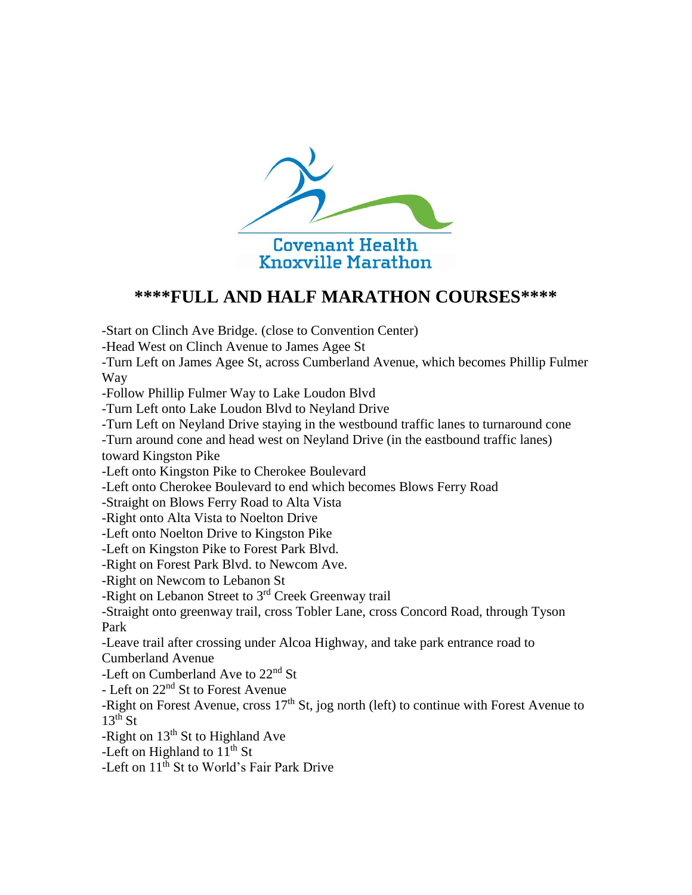Covenant Health
Knoxville Marathon

# ****FULL AND HALF MARATHON COURSES****

-Start on Clinch Ave Bridge. (close to Convention Center)
-Head West on Clinch Avenue to James Agee St
-Turn Left on James Agee St, across Cumberland Avenue, which becomes Phillip Fulmer Way
-Follow Phillip Fulmer Way to Lake Loudon Blvd
-Turn Left onto Lake Loudon Blvd to Neyland Drive
-Turn Left on Neyland Drive staying in the westbound traffic lanes to turnaround cone
-Turn around cone and head west on Neyland Drive (in the eastbound traffic lanes) toward Kingston Pike
-Left onto Kingston Pike to Cherokee Boulevard
-Left onto Cherokee Boulevard to end which becomes Blows Ferry Road
-Straight on Blows Ferry Road to Alta Vista
-Right onto Alta Vista to Noelton Drive
-Left onto Noelton Drive to Kingston Pike
-Left on Kingston Pike to Forest Park Blvd.
-Right on Forest Park Blvd. to Newcom Ave.
-Right on Newcom to Lebanon St
-Right on Lebanon Street to 3rd Creek Greenway trail
-Straight onto greenway trail, cross Tobler Lane, cross Concord Road, through Tyson Park
-Leave trail after crossing under Alcoa Highway, and take park entrance road to Cumberland Avenue
-Left on Cumberland Ave to 22nd St
- Left on 22nd St to Forest Avenue
-Right on Forest Avenue, cross 17th St, jog north (left) to continue with Forest Avenue to 13th St
-Right on 13th St to Highland Ave
-Left on Highland to 11th St
-Left on 11th St to World's Fair Park Drive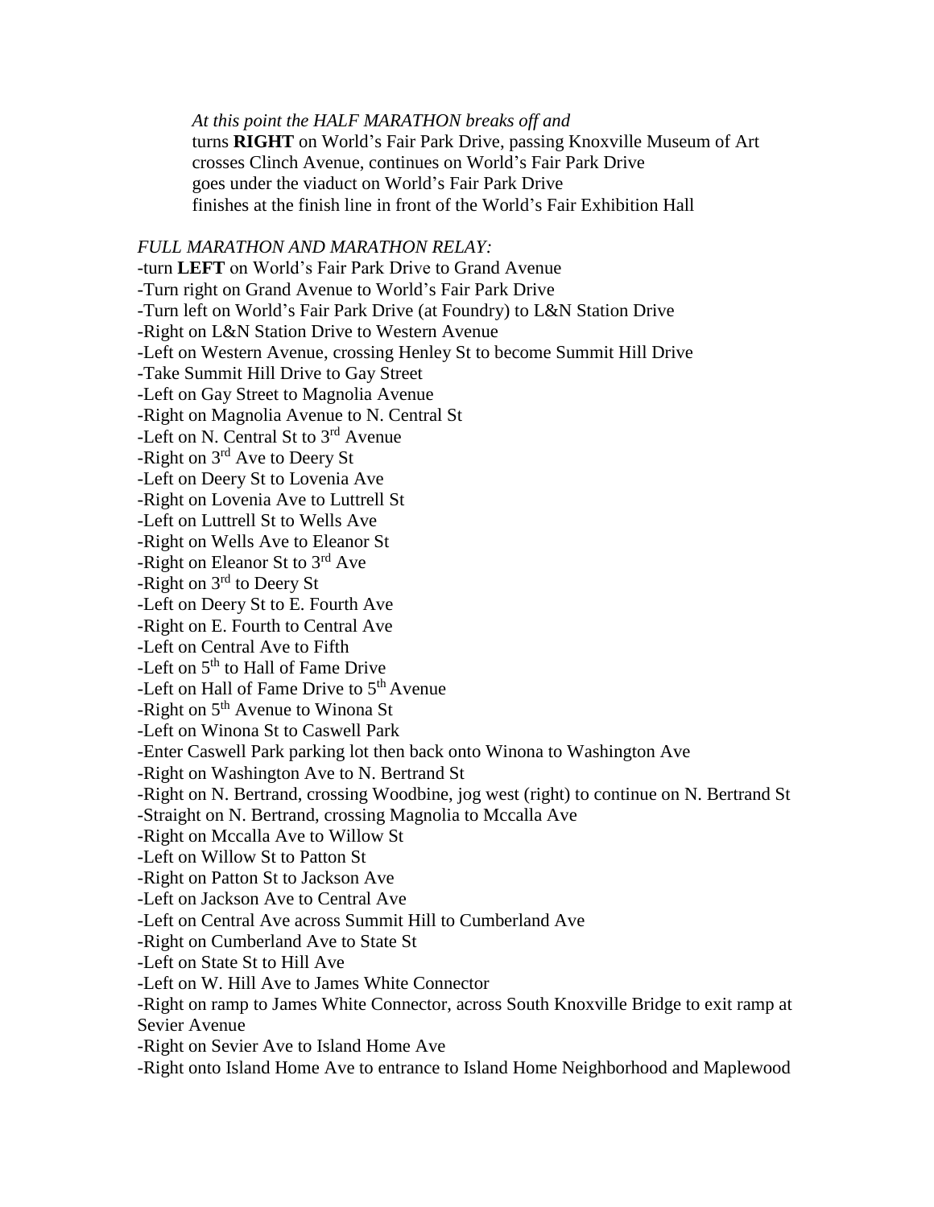*At this point the HALF MARATHON breaks off and*
turns **RIGHT** on World's Fair Park Drive, passing Knoxville Museum of Art
crosses Clinch Avenue, continues on World's Fair Park Drive
goes under the viaduct on World's Fair Park Drive
finishes at the finish line in front of the World's Fair Exhibition Hall

*FULL MARATHON AND MARATHON RELAY:*

-turn **LEFT** on World's Fair Park Drive to Grand Avenue
-Turn right on Grand Avenue to World's Fair Park Drive
-Turn left on World's Fair Park Drive (at Foundry) to L&N Station Drive
-Right on L&N Station Drive to Western Avenue
-Left on Western Avenue, crossing Henley St to become Summit Hill Drive
-Take Summit Hill Drive to Gay Street
-Left on Gay Street to Magnolia Avenue
-Right on Magnolia Avenue to N. Central St
-Left on N. Central St to 3rd Avenue
-Right on 3rd Ave to Deery St
-Left on Deery St to Lovenia Ave
-Right on Lovenia Ave to Luttrell St
-Left on Luttrell St to Wells Ave
-Right on Wells Ave to Eleanor St
-Right on Eleanor St to 3rd Ave
-Right on 3rd to Deery St
-Left on Deery St to E. Fourth Ave
-Right on E. Fourth to Central Ave
-Left on Central Ave to Fifth
-Left on 5th to Hall of Fame Drive
-Left on Hall of Fame Drive to 5th Avenue
-Right on 5th Avenue to Winona St
-Left on Winona St to Caswell Park
-Enter Caswell Park parking lot then back onto Winona to Washington Ave
-Right on Washington Ave to N. Bertrand St
-Right on N. Bertrand, crossing Woodbine, jog west (right) to continue on N. Bertrand St
-Straight on N. Bertrand, crossing Magnolia to Mccalla Ave
-Right on Mccalla Ave to Willow St
-Left on Willow St to Patton St
-Right on Patton St to Jackson Ave
-Left on Jackson Ave to Central Ave
-Left on Central Ave across Summit Hill to Cumberland Ave
-Right on Cumberland Ave to State St
-Left on State St to Hill Ave
-Left on W. Hill Ave to James White Connector
-Right on ramp to James White Connector, across South Knoxville Bridge to exit ramp at Sevier Avenue
-Right on Sevier Ave to Island Home Ave
-Right onto Island Home Ave to entrance to Island Home Neighborhood and Maplewood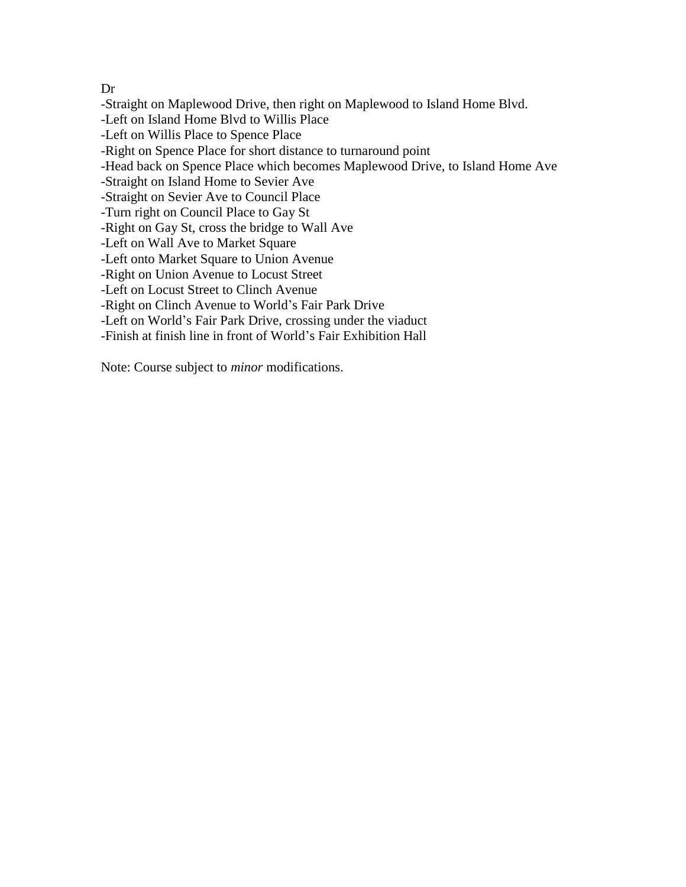Dr

-Straight on Maplewood Drive, then right on Maplewood to Island Home Blvd.
-Left on Island Home Blvd to Willis Place
-Left on Willis Place to Spence Place
-Right on Spence Place for short distance to turnaround point
-Head back on Spence Place which becomes Maplewood Drive, to Island Home Ave
-Straight on Island Home to Sevier Ave
-Straight on Sevier Ave to Council Place
-Turn right on Council Place to Gay St
-Right on Gay St, cross the bridge to Wall Ave
-Left on Wall Ave to Market Square
-Left onto Market Square to Union Avenue
-Right on Union Avenue to Locust Street
-Left on Locust Street to Clinch Avenue
-Right on Clinch Avenue to World's Fair Park Drive
-Left on World's Fair Park Drive, crossing under the viaduct
-Finish at finish line in front of World's Fair Exhibition Hall

Note: Course subject to *minor* modifications.